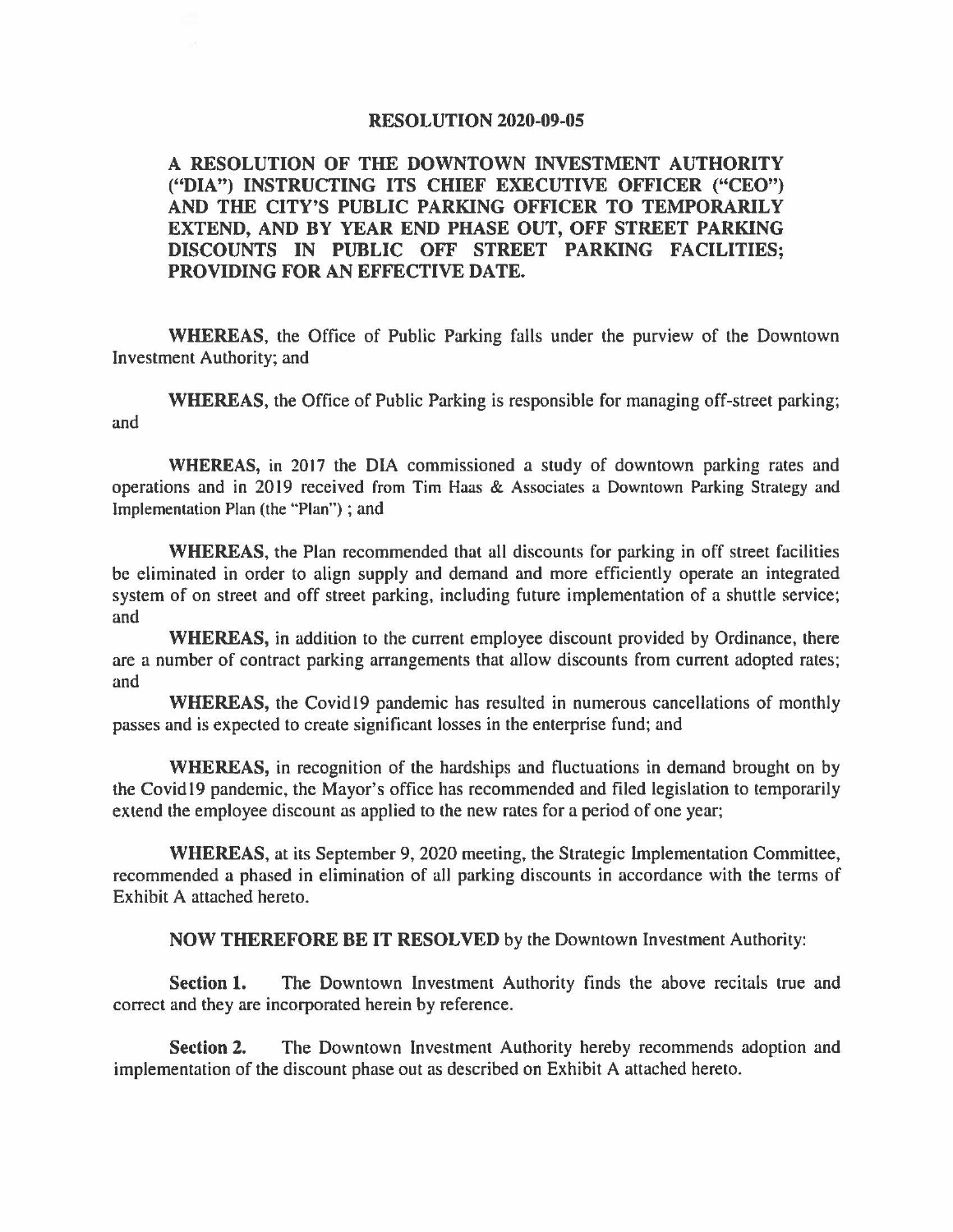# RESOLUTION 2020-09-05

## A RESOLUTION OF THE DOWNTOWN INVESTMENT AUTHORITY ("DIA") INSTRUCTING ITS CHIEF EXECUTIVE OFFICER ("CEO") AND THE CITY'S PUBLIC PARKING OFFICER TO TEMPORARILY EXTEND, AND BY YEAR END PHASE OUT, OFF STREET PARKING DISCOUNTS IN PUBLIC OFF STREET PARKING FACILITIES; PROVIDING FOR AN EFFECTIVE DATE.

**WHEREAS**, the Office of Public Parking falls under the purview of the Downtown Investment Authority; and

**WHEREAS**, the Office of Public Parking is responsible for managing off-street parking; and

**WHEREAS**, in 2017 the DIA commissioned a study of downtown parking rates and operations and in 2019 received from Tim Haas & Associates a Downtown Parking Strategy and Implementation Plan (the "Plan") ; and

**WHEREAS**, the Plan recommended that all discounts for parking in off street facilities be eliminated in order to align supply and demand and more efficiently operate an integrated system of on street and off street parking, including future implementation of a shuttle service; and

**WHEREAS,** in addition to the current employee discount provided by Ordinance, there are a number of contract parking arrangements that allow discounts from current adopted rates; and

**WHEREAS,** the Covid19 pandemic has resulted in numerous cancellations of monthly passes and is expected to create significant losses in the enterprise fund; and

**WHEREAS,** in recognition of the hardships and fluctuations in demand brought on by the Covid19 pandemic, the Mayor's office has recommended and filed legislation to temporarily extend the employee discount as applied to the new rates for a period of one year;

**WHEREAS**, at its September 9, 2020 meeting, the Strategic Implementation Committee, recommended a phased in elimination of all parking discounts in accordance with the terms of Exhibit A attached hereto.

**NOW THEREFORE BE IT RESOLVED** by the Downtown Investment Authority:

**Section 1.** The Downtown Investment Authority finds the above recitals true and correct and they are incorporated herein by reference.

**Section 2.** The Downtown Investment Authority hereby recommends adoption and implementation of the discount phase out as described on Exhibit A attached hereto.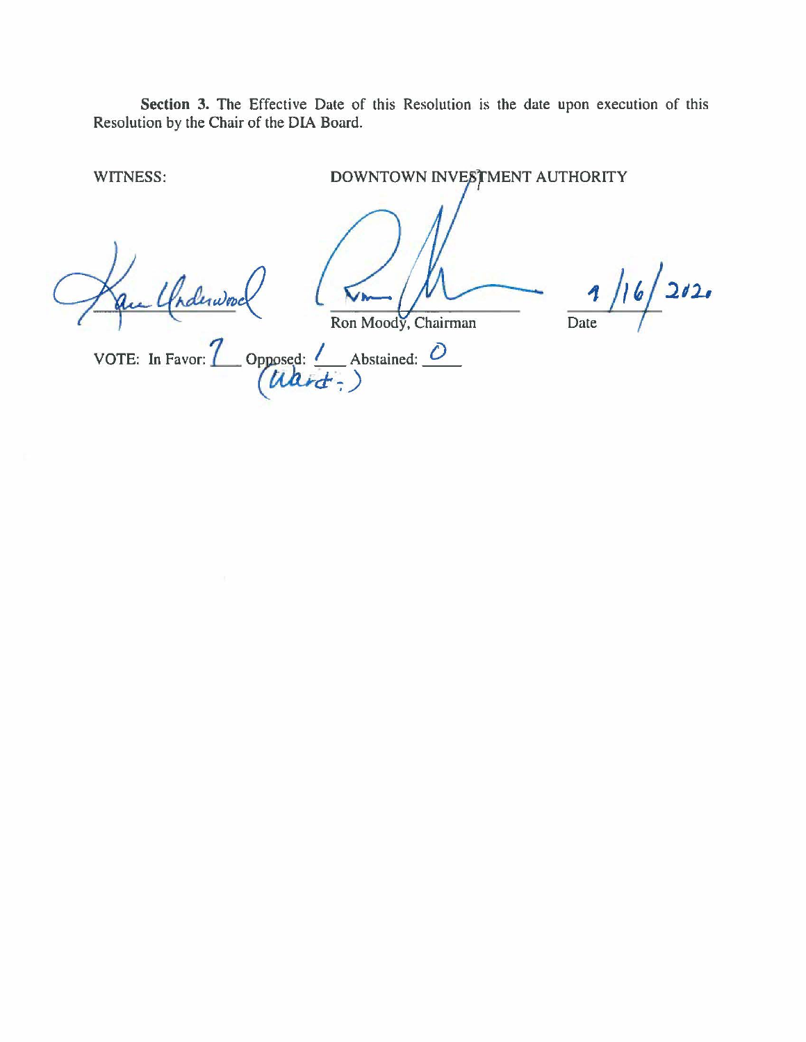**Section 3.** The Effective Date of this Resolution is the date upon execution of this Resolution by the Chair of the DIA Board.

WITNESS: DOWNTOWN INVESTMENT AUTHORITY

Ron Moody, Chairman

Date: 9/16/2020

VOTE: In Favor: 7 Opposed: 1 (Ward) Abstained: 0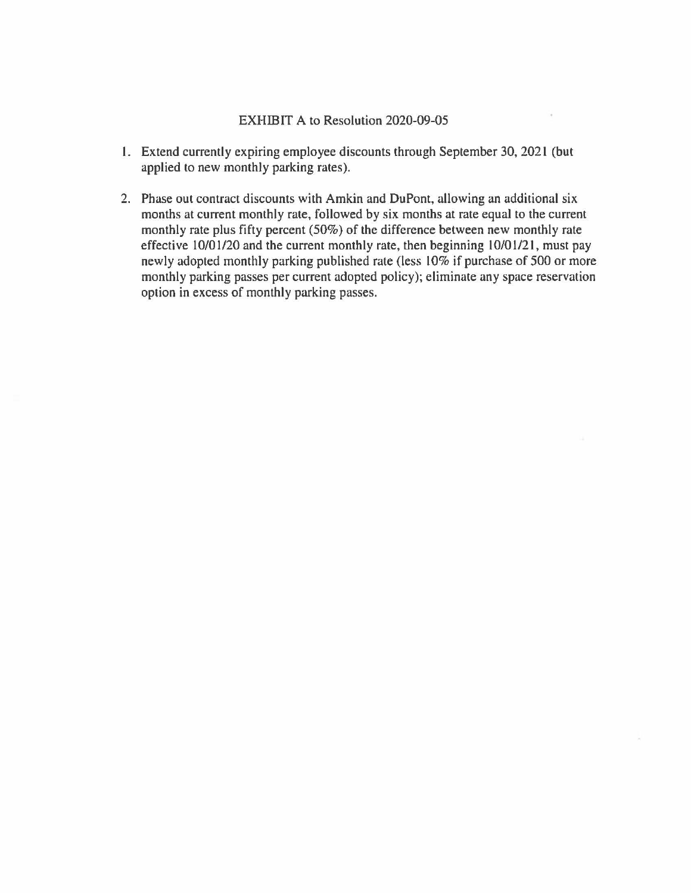EXHIBIT A to Resolution 2020-09-05

1. Extend currently expiring employee discounts through September 30, 2021 (but applied to new monthly parking rates).

2. Phase out contract discounts with Amkin and DuPont, allowing an additional six months at current monthly rate, followed by six months at rate equal to the current monthly rate plus fifty percent (50%) of the difference between new monthly rate effective 10/01/20 and the current monthly rate, then beginning 10/01/21, must pay newly adopted monthly parking published rate (less 10% if purchase of 500 or more monthly parking passes per current adopted policy); eliminate any space reservation option in excess of monthly parking passes.